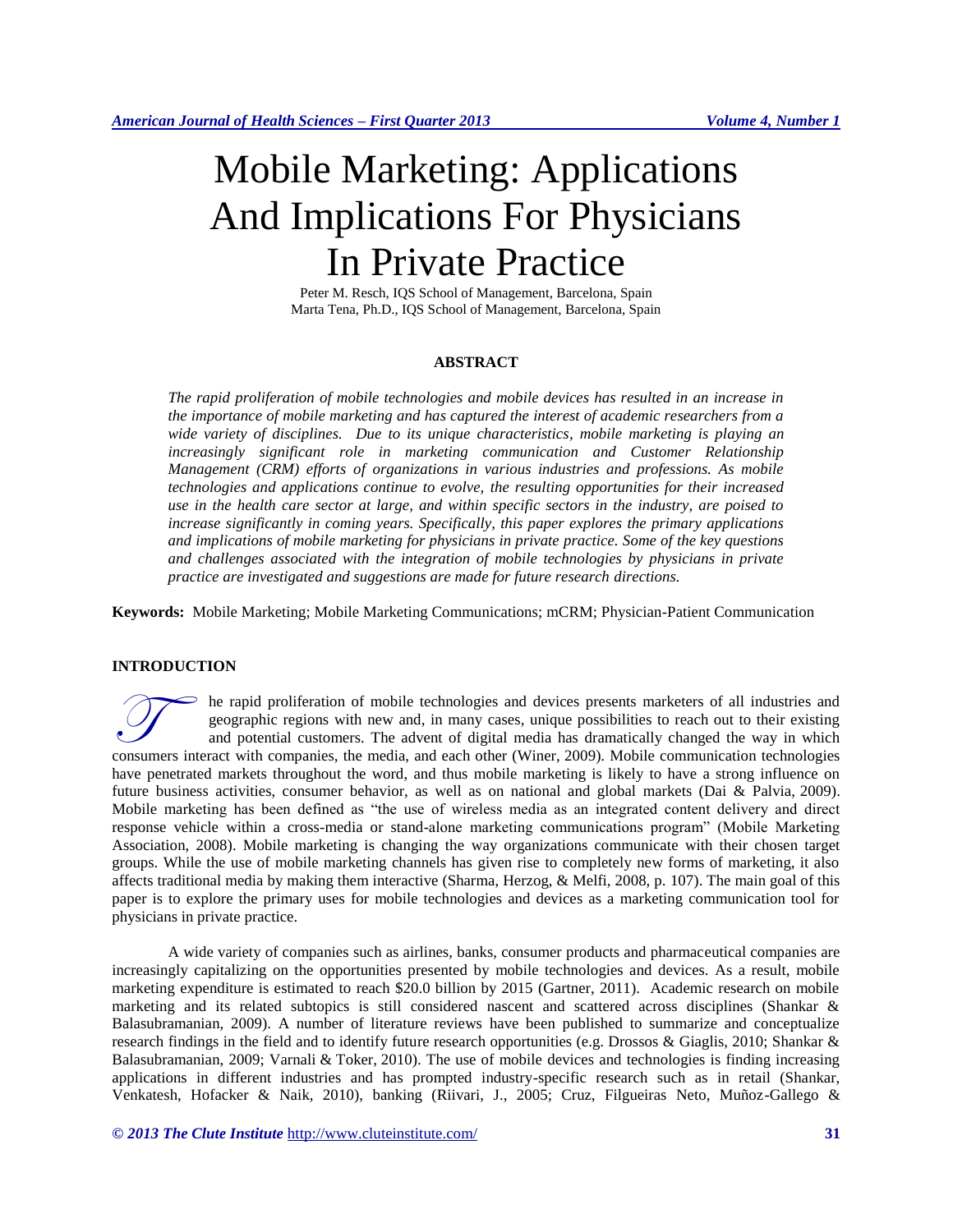# Mobile Marketing: Applications And Implications For Physicians In Private Practice

Peter M. Resch, IQS School of Management, Barcelona, Spain
Marta Tena, Ph.D., IQS School of Management, Barcelona, Spain

## ABSTRACT

*The rapid proliferation of mobile technologies and mobile devices has resulted in an increase in the importance of mobile marketing and has captured the interest of academic researchers from a wide variety of disciplines. Due to its unique characteristics, mobile marketing is playing an increasingly significant role in marketing communication and Customer Relationship Management (CRM) efforts of organizations in various industries and professions. As mobile technologies and applications continue to evolve, the resulting opportunities for their increased use in the health care sector at large, and within specific sectors in the industry, are poised to increase significantly in coming years. Specifically, this paper explores the primary applications and implications of mobile marketing for physicians in private practice. Some of the key questions and challenges associated with the integration of mobile technologies by physicians in private practice are investigated and suggestions are made for future research directions.*

**Keywords:** Mobile Marketing; Mobile Marketing Communications; mCRM; Physician-Patient Communication

## INTRODUCTION

The rapid proliferation of mobile technologies and devices presents marketers of all industries and geographic regions with new and, in many cases, unique possibilities to reach out to their existing and potential customers. The advent of digital media has dramatically changed the way in which consumers interact with companies, the media, and each other (Winer, 2009). Mobile communication technologies have penetrated markets throughout the word, and thus mobile marketing is likely to have a strong influence on future business activities, consumer behavior, as well as on national and global markets (Dai & Palvia, 2009). Mobile marketing has been defined as "the use of wireless media as an integrated content delivery and direct response vehicle within a cross-media or stand-alone marketing communications program" (Mobile Marketing Association, 2008). Mobile marketing is changing the way organizations communicate with their chosen target groups. While the use of mobile marketing channels has given rise to completely new forms of marketing, it also affects traditional media by making them interactive (Sharma, Herzog, & Melfi, 2008, p. 107). The main goal of this paper is to explore the primary uses for mobile technologies and devices as a marketing communication tool for physicians in private practice.

A wide variety of companies such as airlines, banks, consumer products and pharmaceutical companies are increasingly capitalizing on the opportunities presented by mobile technologies and devices. As a result, mobile marketing expenditure is estimated to reach $20.0 billion by 2015 (Gartner, 2011). Academic research on mobile marketing and its related subtopics is still considered nascent and scattered across disciplines (Shankar & Balasubramanian, 2009). A number of literature reviews have been published to summarize and conceptualize research findings in the field and to identify future research opportunities (e.g. Drossos & Giaglis, 2010; Shankar & Balasubramanian, 2009; Varnali & Toker, 2010). The use of mobile devices and technologies is finding increasing applications in different industries and has prompted industry-specific research such as in retail (Shankar, Venkatesh, Hofacker & Naik, 2010), banking (Riivari, J., 2005; Cruz, Filgueiras Neto, Muñoz-Gallego &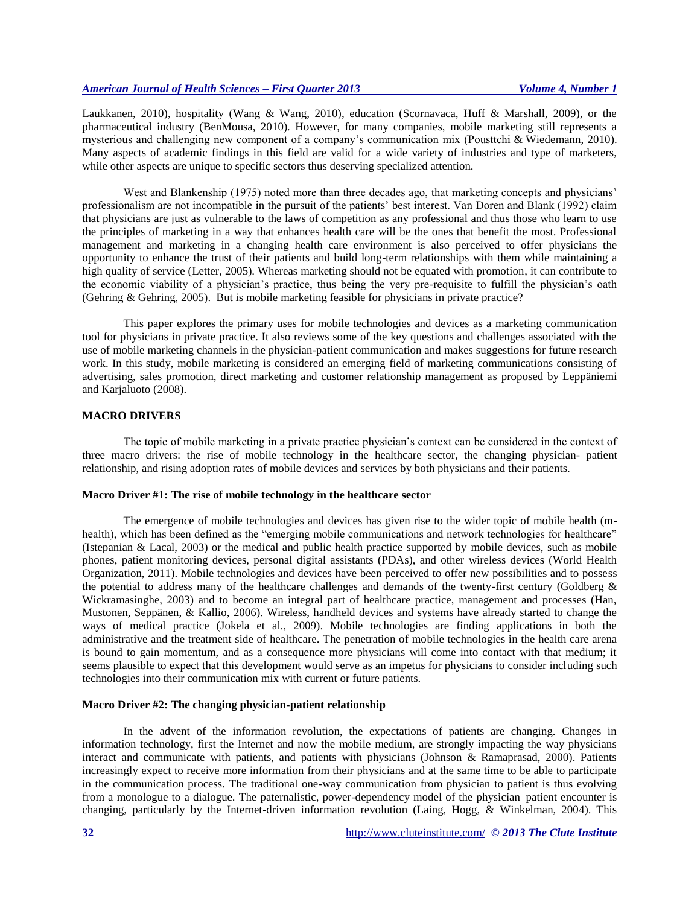Laukkanen, 2010), hospitality (Wang & Wang, 2010), education (Scornavaca, Huff & Marshall, 2009), or the pharmaceutical industry (BenMousa, 2010). However, for many companies, mobile marketing still represents a mysterious and challenging new component of a company's communication mix (Pousttchi & Wiedemann, 2010). Many aspects of academic findings in this field are valid for a wide variety of industries and type of marketers, while other aspects are unique to specific sectors thus deserving specialized attention.

West and Blankenship (1975) noted more than three decades ago, that marketing concepts and physicians' professionalism are not incompatible in the pursuit of the patients' best interest. Van Doren and Blank (1992) claim that physicians are just as vulnerable to the laws of competition as any professional and thus those who learn to use the principles of marketing in a way that enhances health care will be the ones that benefit the most. Professional management and marketing in a changing health care environment is also perceived to offer physicians the opportunity to enhance the trust of their patients and build long-term relationships with them while maintaining a high quality of service (Letter, 2005). Whereas marketing should not be equated with promotion, it can contribute to the economic viability of a physician's practice, thus being the very pre-requisite to fulfill the physician's oath (Gehring & Gehring, 2005). But is mobile marketing feasible for physicians in private practice?

This paper explores the primary uses for mobile technologies and devices as a marketing communication tool for physicians in private practice. It also reviews some of the key questions and challenges associated with the use of mobile marketing channels in the physician-patient communication and makes suggestions for future research work. In this study, mobile marketing is considered an emerging field of marketing communications consisting of advertising, sales promotion, direct marketing and customer relationship management as proposed by Leppäniemi and Karjaluoto (2008).

## MACRO DRIVERS

The topic of mobile marketing in a private practice physician's context can be considered in the context of three macro drivers: the rise of mobile technology in the healthcare sector, the changing physician- patient relationship, and rising adoption rates of mobile devices and services by both physicians and their patients.

### Macro Driver #1: The rise of mobile technology in the healthcare sector

The emergence of mobile technologies and devices has given rise to the wider topic of mobile health (m-health), which has been defined as the "emerging mobile communications and network technologies for healthcare" (Istepanian & Lacal, 2003) or the medical and public health practice supported by mobile devices, such as mobile phones, patient monitoring devices, personal digital assistants (PDAs), and other wireless devices (World Health Organization, 2011). Mobile technologies and devices have been perceived to offer new possibilities and to possess the potential to address many of the healthcare challenges and demands of the twenty-first century (Goldberg & Wickramasinghe, 2003) and to become an integral part of healthcare practice, management and processes (Han, Mustonen, Seppänen, & Kallio, 2006). Wireless, handheld devices and systems have already started to change the ways of medical practice (Jokela et al., 2009). Mobile technologies are finding applications in both the administrative and the treatment side of healthcare. The penetration of mobile technologies in the health care arena is bound to gain momentum, and as a consequence more physicians will come into contact with that medium; it seems plausible to expect that this development would serve as an impetus for physicians to consider including such technologies into their communication mix with current or future patients.

### Macro Driver #2: The changing physician-patient relationship

In the advent of the information revolution, the expectations of patients are changing. Changes in information technology, first the Internet and now the mobile medium, are strongly impacting the way physicians interact and communicate with patients, and patients with physicians (Johnson & Ramaprasad, 2000). Patients increasingly expect to receive more information from their physicians and at the same time to be able to participate in the communication process. The traditional one-way communication from physician to patient is thus evolving from a monologue to a dialogue. The paternalistic, power-dependency model of the physician–patient encounter is changing, particularly by the Internet-driven information revolution (Laing, Hogg, & Winkelman, 2004). This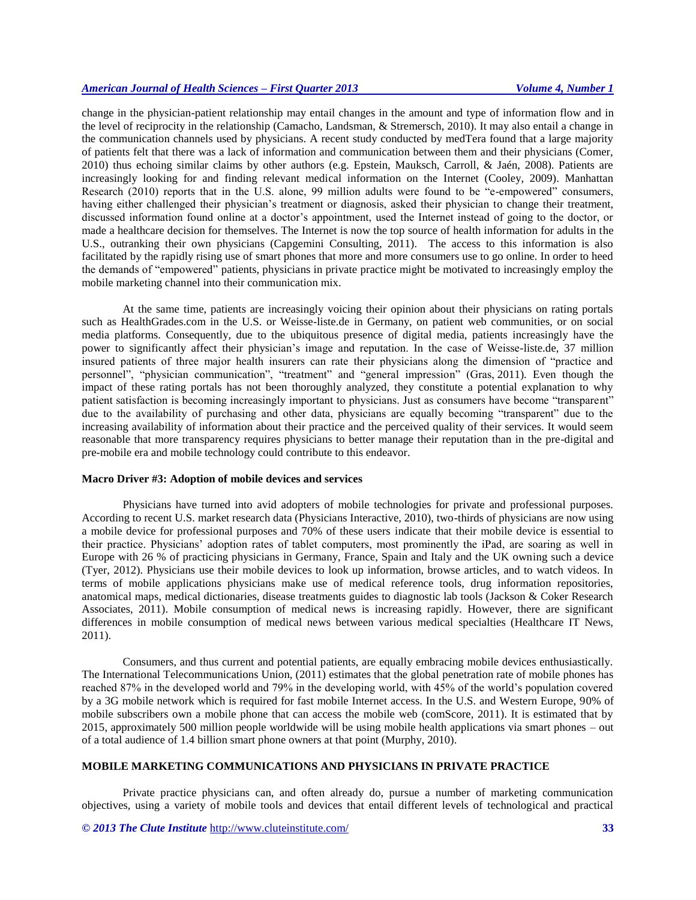change in the physician-patient relationship may entail changes in the amount and type of information flow and in the level of reciprocity in the relationship (Camacho, Landsman, & Stremersch, 2010). It may also entail a change in the communication channels used by physicians. A recent study conducted by medTera found that a large majority of patients felt that there was a lack of information and communication between them and their physicians (Comer, 2010) thus echoing similar claims by other authors (e.g. Epstein, Mauksch, Carroll, & Jaén, 2008). Patients are increasingly looking for and finding relevant medical information on the Internet (Cooley, 2009). Manhattan Research (2010) reports that in the U.S. alone, 99 million adults were found to be "e-empowered" consumers, having either challenged their physician's treatment or diagnosis, asked their physician to change their treatment, discussed information found online at a doctor's appointment, used the Internet instead of going to the doctor, or made a healthcare decision for themselves. The Internet is now the top source of health information for adults in the U.S., outranking their own physicians (Capgemini Consulting, 2011). The access to this information is also facilitated by the rapidly rising use of smart phones that more and more consumers use to go online. In order to heed the demands of "empowered" patients, physicians in private practice might be motivated to increasingly employ the mobile marketing channel into their communication mix.

At the same time, patients are increasingly voicing their opinion about their physicians on rating portals such as HealthGrades.com in the U.S. or Weisse-liste.de in Germany, on patient web communities, or on social media platforms. Consequently, due to the ubiquitous presence of digital media, patients increasingly have the power to significantly affect their physician's image and reputation. In the case of Weisse-liste.de, 37 million insured patients of three major health insurers can rate their physicians along the dimension of "practice and personnel", "physician communication", "treatment" and "general impression" (Gras, 2011). Even though the impact of these rating portals has not been thoroughly analyzed, they constitute a potential explanation to why patient satisfaction is becoming increasingly important to physicians. Just as consumers have become "transparent" due to the availability of purchasing and other data, physicians are equally becoming "transparent" due to the increasing availability of information about their practice and the perceived quality of their services. It would seem reasonable that more transparency requires physicians to better manage their reputation than in the pre-digital and pre-mobile era and mobile technology could contribute to this endeavor.

#### Macro Driver #3: Adoption of mobile devices and services

Physicians have turned into avid adopters of mobile technologies for private and professional purposes. According to recent U.S. market research data (Physicians Interactive, 2010), two-thirds of physicians are now using a mobile device for professional purposes and 70% of these users indicate that their mobile device is essential to their practice. Physicians' adoption rates of tablet computers, most prominently the iPad, are soaring as well in Europe with 26 % of practicing physicians in Germany, France, Spain and Italy and the UK owning such a device (Tyer, 2012). Physicians use their mobile devices to look up information, browse articles, and to watch videos. In terms of mobile applications physicians make use of medical reference tools, drug information repositories, anatomical maps, medical dictionaries, disease treatments guides to diagnostic lab tools (Jackson & Coker Research Associates, 2011). Mobile consumption of medical news is increasing rapidly. However, there are significant differences in mobile consumption of medical news between various medical specialties (Healthcare IT News, 2011).

Consumers, and thus current and potential patients, are equally embracing mobile devices enthusiastically. The International Telecommunications Union, (2011) estimates that the global penetration rate of mobile phones has reached 87% in the developed world and 79% in the developing world, with 45% of the world's population covered by a 3G mobile network which is required for fast mobile Internet access. In the U.S. and Western Europe, 90% of mobile subscribers own a mobile phone that can access the mobile web (comScore, 2011). It is estimated that by 2015, approximately 500 million people worldwide will be using mobile health applications via smart phones – out of a total audience of 1.4 billion smart phone owners at that point (Murphy, 2010).

### MOBILE MARKETING COMMUNICATIONS AND PHYSICIANS IN PRIVATE PRACTICE

Private practice physicians can, and often already do, pursue a number of marketing communication objectives, using a variety of mobile tools and devices that entail different levels of technological and practical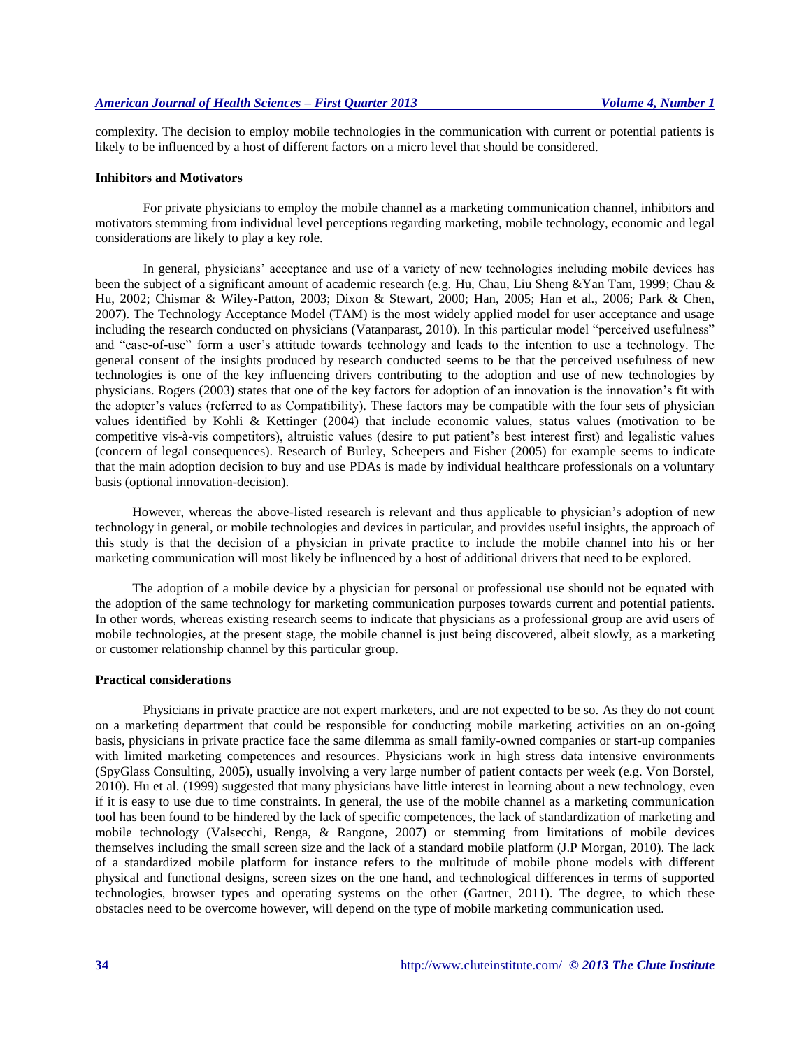complexity. The decision to employ mobile technologies in the communication with current or potential patients is likely to be influenced by a host of different factors on a micro level that should be considered.

### Inhibitors and Motivators

For private physicians to employ the mobile channel as a marketing communication channel, inhibitors and motivators stemming from individual level perceptions regarding marketing, mobile technology, economic and legal considerations are likely to play a key role.

In general, physicians' acceptance and use of a variety of new technologies including mobile devices has been the subject of a significant amount of academic research (e.g. Hu, Chau, Liu Sheng &Yan Tam, 1999; Chau & Hu, 2002; Chismar & Wiley-Patton, 2003; Dixon & Stewart, 2000; Han, 2005; Han et al., 2006; Park & Chen, 2007). The Technology Acceptance Model (TAM) is the most widely applied model for user acceptance and usage including the research conducted on physicians (Vatanparast, 2010). In this particular model "perceived usefulness" and "ease-of-use" form a user's attitude towards technology and leads to the intention to use a technology. The general consent of the insights produced by research conducted seems to be that the perceived usefulness of new technologies is one of the key influencing drivers contributing to the adoption and use of new technologies by physicians. Rogers (2003) states that one of the key factors for adoption of an innovation is the innovation's fit with the adopter's values (referred to as Compatibility). These factors may be compatible with the four sets of physician values identified by Kohli & Kettinger (2004) that include economic values, status values (motivation to be competitive vis-à-vis competitors), altruistic values (desire to put patient's best interest first) and legalistic values (concern of legal consequences). Research of Burley, Scheepers and Fisher (2005) for example seems to indicate that the main adoption decision to buy and use PDAs is made by individual healthcare professionals on a voluntary basis (optional innovation-decision).

However, whereas the above-listed research is relevant and thus applicable to physician's adoption of new technology in general, or mobile technologies and devices in particular, and provides useful insights, the approach of this study is that the decision of a physician in private practice to include the mobile channel into his or her marketing communication will most likely be influenced by a host of additional drivers that need to be explored.

The adoption of a mobile device by a physician for personal or professional use should not be equated with the adoption of the same technology for marketing communication purposes towards current and potential patients. In other words, whereas existing research seems to indicate that physicians as a professional group are avid users of mobile technologies, at the present stage, the mobile channel is just being discovered, albeit slowly, as a marketing or customer relationship channel by this particular group.

### Practical considerations

Physicians in private practice are not expert marketers, and are not expected to be so. As they do not count on a marketing department that could be responsible for conducting mobile marketing activities on an on-going basis, physicians in private practice face the same dilemma as small family-owned companies or start-up companies with limited marketing competences and resources. Physicians work in high stress data intensive environments (SpyGlass Consulting, 2005), usually involving a very large number of patient contacts per week (e.g. Von Borstel, 2010). Hu et al. (1999) suggested that many physicians have little interest in learning about a new technology, even if it is easy to use due to time constraints. In general, the use of the mobile channel as a marketing communication tool has been found to be hindered by the lack of specific competences, the lack of standardization of marketing and mobile technology (Valsecchi, Renga, & Rangone, 2007) or stemming from limitations of mobile devices themselves including the small screen size and the lack of a standard mobile platform (J.P Morgan, 2010). The lack of a standardized mobile platform for instance refers to the multitude of mobile phone models with different physical and functional designs, screen sizes on the one hand, and technological differences in terms of supported technologies, browser types and operating systems on the other (Gartner, 2011). The degree, to which these obstacles need to be overcome however, will depend on the type of mobile marketing communication used.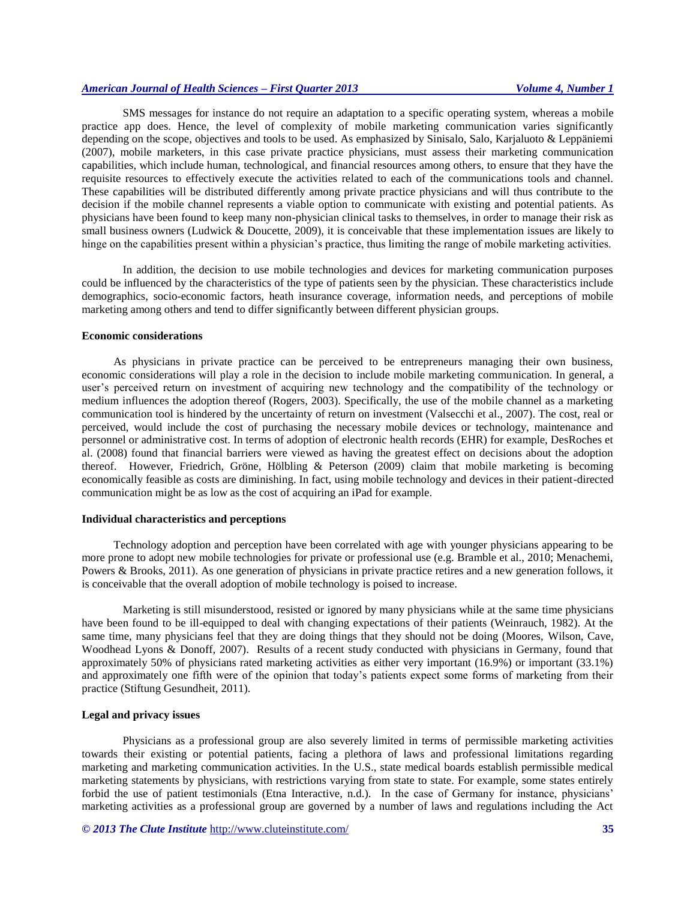SMS messages for instance do not require an adaptation to a specific operating system, whereas a mobile practice app does. Hence, the level of complexity of mobile marketing communication varies significantly depending on the scope, objectives and tools to be used. As emphasized by Sinisalo, Salo, Karjaluoto & Leppäniemi (2007), mobile marketers, in this case private practice physicians, must assess their marketing communication capabilities, which include human, technological, and financial resources among others, to ensure that they have the requisite resources to effectively execute the activities related to each of the communications tools and channel. These capabilities will be distributed differently among private practice physicians and will thus contribute to the decision if the mobile channel represents a viable option to communicate with existing and potential patients. As physicians have been found to keep many non-physician clinical tasks to themselves, in order to manage their risk as small business owners (Ludwick & Doucette, 2009), it is conceivable that these implementation issues are likely to hinge on the capabilities present within a physician's practice, thus limiting the range of mobile marketing activities.

In addition, the decision to use mobile technologies and devices for marketing communication purposes could be influenced by the characteristics of the type of patients seen by the physician. These characteristics include demographics, socio-economic factors, heath insurance coverage, information needs, and perceptions of mobile marketing among others and tend to differ significantly between different physician groups.

**Economic considerations**

As physicians in private practice can be perceived to be entrepreneurs managing their own business, economic considerations will play a role in the decision to include mobile marketing communication. In general, a user's perceived return on investment of acquiring new technology and the compatibility of the technology or medium influences the adoption thereof (Rogers, 2003). Specifically, the use of the mobile channel as a marketing communication tool is hindered by the uncertainty of return on investment (Valsecchi et al., 2007). The cost, real or perceived, would include the cost of purchasing the necessary mobile devices or technology, maintenance and personnel or administrative cost. In terms of adoption of electronic health records (EHR) for example, DesRoches et al. (2008) found that financial barriers were viewed as having the greatest effect on decisions about the adoption thereof. However, Friedrich, Gröne, Hölbling & Peterson (2009) claim that mobile marketing is becoming economically feasible as costs are diminishing. In fact, using mobile technology and devices in their patient-directed communication might be as low as the cost of acquiring an iPad for example.

**Individual characteristics and perceptions**

Technology adoption and perception have been correlated with age with younger physicians appearing to be more prone to adopt new mobile technologies for private or professional use (e.g. Bramble et al., 2010; Menachemi, Powers & Brooks, 2011). As one generation of physicians in private practice retires and a new generation follows, it is conceivable that the overall adoption of mobile technology is poised to increase.

Marketing is still misunderstood, resisted or ignored by many physicians while at the same time physicians have been found to be ill-equipped to deal with changing expectations of their patients (Weinrauch, 1982). At the same time, many physicians feel that they are doing things that they should not be doing (Moores, Wilson, Cave, Woodhead Lyons & Donoff, 2007). Results of a recent study conducted with physicians in Germany, found that approximately 50% of physicians rated marketing activities as either very important (16.9%) or important (33.1%) and approximately one fifth were of the opinion that today's patients expect some forms of marketing from their practice (Stiftung Gesundheit, 2011).

**Legal and privacy issues**

Physicians as a professional group are also severely limited in terms of permissible marketing activities towards their existing or potential patients, facing a plethora of laws and professional limitations regarding marketing and marketing communication activities. In the U.S., state medical boards establish permissible medical marketing statements by physicians, with restrictions varying from state to state. For example, some states entirely forbid the use of patient testimonials (Etna Interactive, n.d.). In the case of Germany for instance, physicians' marketing activities as a professional group are governed by a number of laws and regulations including the Act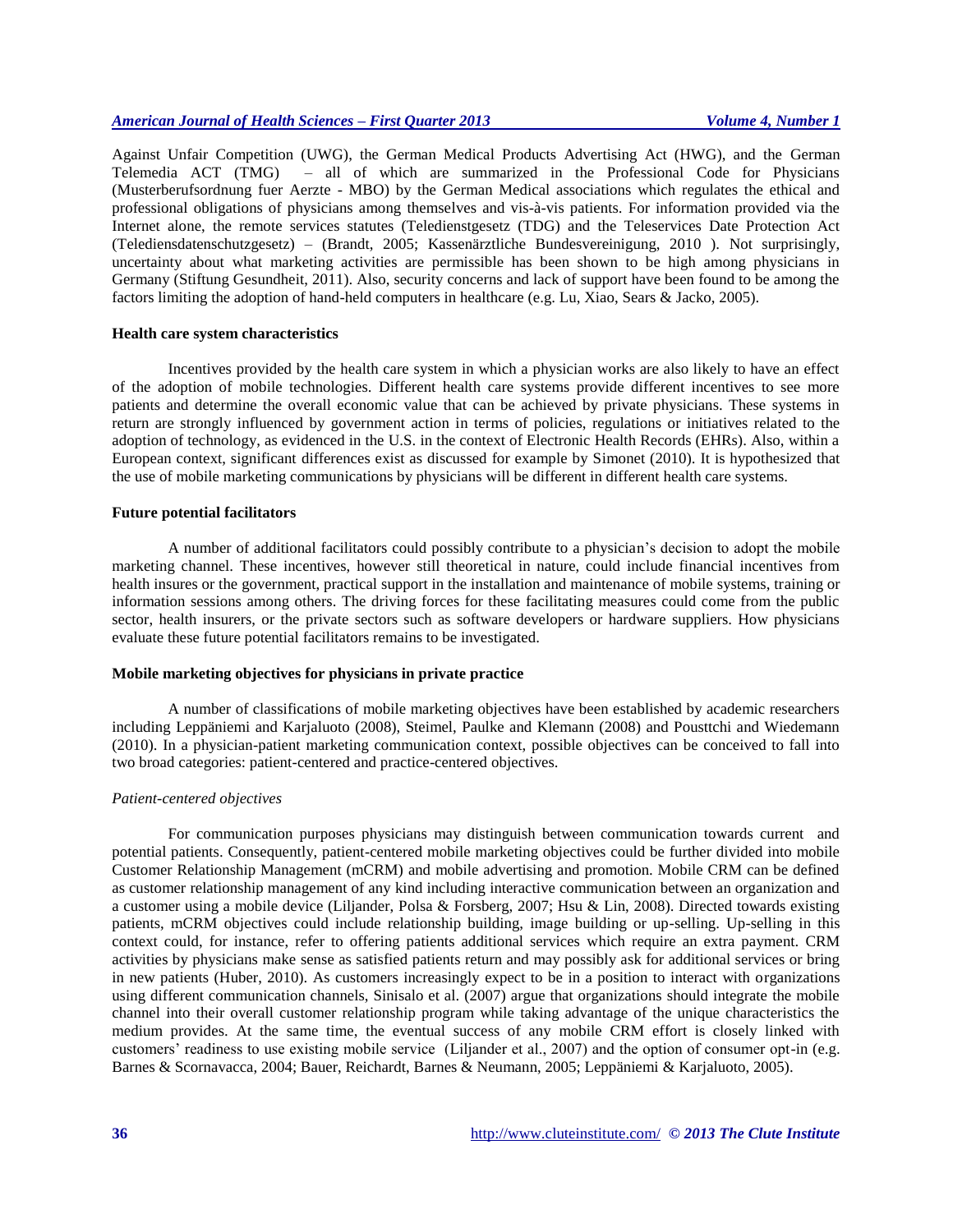Against Unfair Competition (UWG), the German Medical Products Advertising Act (HWG), and the German Telemedia ACT (TMG) – all of which are summarized in the Professional Code for Physicians (Musterberufsordnung fuer Aerzte - MBO) by the German Medical associations which regulates the ethical and professional obligations of physicians among themselves and vis-à-vis patients. For information provided via the Internet alone, the remote services statutes (Teledienstgesetz (TDG) and the Teleservices Date Protection Act (Telediensdatenschutzgesetz) – (Brandt, 2005; Kassenärztliche Bundesvereinigung, 2010 ). Not surprisingly, uncertainty about what marketing activities are permissible has been shown to be high among physicians in Germany (Stiftung Gesundheit, 2011). Also, security concerns and lack of support have been found to be among the factors limiting the adoption of hand-held computers in healthcare (e.g. Lu, Xiao, Sears & Jacko, 2005).

**Health care system characteristics**

Incentives provided by the health care system in which a physician works are also likely to have an effect of the adoption of mobile technologies. Different health care systems provide different incentives to see more patients and determine the overall economic value that can be achieved by private physicians. These systems in return are strongly influenced by government action in terms of policies, regulations or initiatives related to the adoption of technology, as evidenced in the U.S. in the context of Electronic Health Records (EHRs). Also, within a European context, significant differences exist as discussed for example by Simonet (2010). It is hypothesized that the use of mobile marketing communications by physicians will be different in different health care systems.

**Future potential facilitators**

A number of additional facilitators could possibly contribute to a physician's decision to adopt the mobile marketing channel. These incentives, however still theoretical in nature, could include financial incentives from health insures or the government, practical support in the installation and maintenance of mobile systems, training or information sessions among others. The driving forces for these facilitating measures could come from the public sector, health insurers, or the private sectors such as software developers or hardware suppliers. How physicians evaluate these future potential facilitators remains to be investigated.

**Mobile marketing objectives for physicians in private practice**

A number of classifications of mobile marketing objectives have been established by academic researchers including Leppäniemi and Karjaluoto (2008), Steimel, Paulke and Klemann (2008) and Pousttchi and Wiedemann (2010). In a physician-patient marketing communication context, possible objectives can be conceived to fall into two broad categories: patient-centered and practice-centered objectives.

*Patient-centered objectives*

For communication purposes physicians may distinguish between communication towards current and potential patients. Consequently, patient-centered mobile marketing objectives could be further divided into mobile Customer Relationship Management (mCRM) and mobile advertising and promotion. Mobile CRM can be defined as customer relationship management of any kind including interactive communication between an organization and a customer using a mobile device (Liljander, Polsa & Forsberg, 2007; Hsu & Lin, 2008). Directed towards existing patients, mCRM objectives could include relationship building, image building or up-selling. Up-selling in this context could, for instance, refer to offering patients additional services which require an extra payment. CRM activities by physicians make sense as satisfied patients return and may possibly ask for additional services or bring in new patients (Huber, 2010). As customers increasingly expect to be in a position to interact with organizations using different communication channels, Sinisalo et al. (2007) argue that organizations should integrate the mobile channel into their overall customer relationship program while taking advantage of the unique characteristics the medium provides. At the same time, the eventual success of any mobile CRM effort is closely linked with customers' readiness to use existing mobile service (Liljander et al., 2007) and the option of consumer opt-in (e.g. Barnes & Scornavacca, 2004; Bauer, Reichardt, Barnes & Neumann, 2005; Leppäniemi & Karjaluoto, 2005).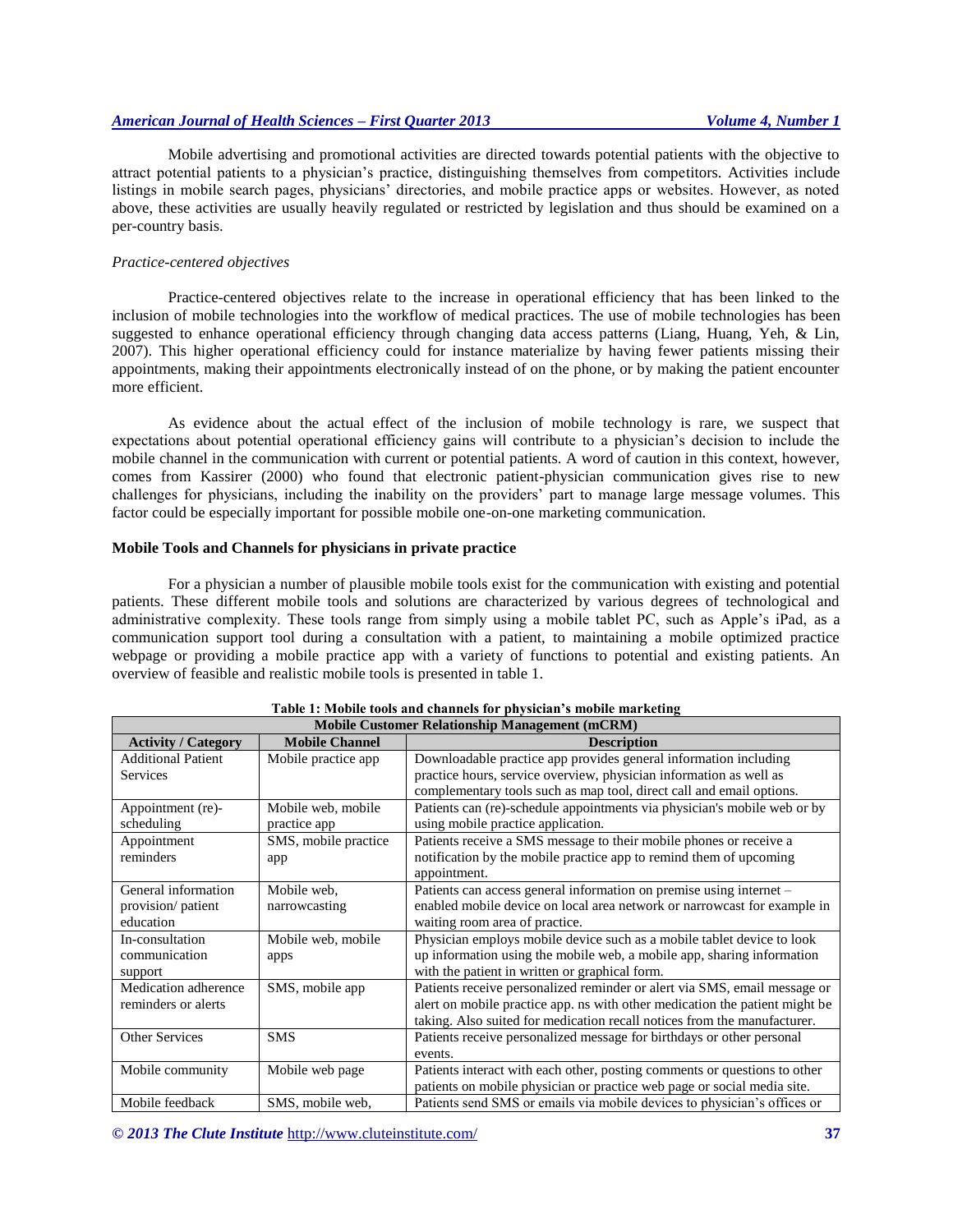Mobile advertising and promotional activities are directed towards potential patients with the objective to attract potential patients to a physician's practice, distinguishing themselves from competitors. Activities include listings in mobile search pages, physicians' directories, and mobile practice apps or websites. However, as noted above, these activities are usually heavily regulated or restricted by legislation and thus should be examined on a per-country basis.

*Practice-centered objectives*

Practice-centered objectives relate to the increase in operational efficiency that has been linked to the inclusion of mobile technologies into the workflow of medical practices. The use of mobile technologies has been suggested to enhance operational efficiency through changing data access patterns (Liang, Huang, Yeh, & Lin, 2007). This higher operational efficiency could for instance materialize by having fewer patients missing their appointments, making their appointments electronically instead of on the phone, or by making the patient encounter more efficient.

As evidence about the actual effect of the inclusion of mobile technology is rare, we suspect that expectations about potential operational efficiency gains will contribute to a physician's decision to include the mobile channel in the communication with current or potential patients. A word of caution in this context, however, comes from Kassirer (2000) who found that electronic patient-physician communication gives rise to new challenges for physicians, including the inability on the providers' part to manage large message volumes. This factor could be especially important for possible mobile one-on-one marketing communication.

**Mobile Tools and Channels for physicians in private practice**

For a physician a number of plausible mobile tools exist for the communication with existing and potential patients. These different mobile tools and solutions are characterized by various degrees of technological and administrative complexity. These tools range from simply using a mobile tablet PC, such as Apple's iPad, as a communication support tool during a consultation with a patient, to maintaining a mobile optimized practice webpage or providing a mobile practice app with a variety of functions to potential and existing patients. An overview of feasible and realistic mobile tools is presented in table 1.

**Table 1: Mobile tools and channels for physician's mobile marketing**

| Mobile Customer Relationship Management (mCRM) | | |
|---|---|---|
| **Activity / Category** | **Mobile Channel** | **Description** |
| Additional Patient Services | Mobile practice app | Downloadable practice app provides general information including practice hours, service overview, physician information as well as complementary tools such as map tool, direct call and email options. |
| Appointment (re)-scheduling | Mobile web, mobile practice app | Patients can (re)-schedule appointments via physician's mobile web or by using mobile practice application. |
| Appointment reminders | SMS, mobile practice app | Patients receive a SMS message to their mobile phones or receive a notification by the mobile practice app to remind them of upcoming appointment. |
| General information provision/ patient education | Mobile web, narrowcasting | Patients can access general information on premise using internet – enabled mobile device on local area network or narrowcast for example in waiting room area of practice. |
| In-consultation communication support | Mobile web, mobile apps | Physician employs mobile device such as a mobile tablet device to look up information using the mobile web, a mobile app, sharing information with the patient in written or graphical form. |
| Medication adherence reminders or alerts | SMS, mobile app | Patients receive personalized reminder or alert via SMS, email message or alert on mobile practice app. ns with other medication the patient might be taking. Also suited for medication recall notices from the manufacturer. |
| Other Services | SMS | Patients receive personalized message for birthdays or other personal events. |
| Mobile community | Mobile web page | Patients interact with each other, posting comments or questions to other patients on mobile physician or practice web page or social media site. |
| Mobile feedback | SMS, mobile web, | Patients send SMS or emails via mobile devices to physician's offices or |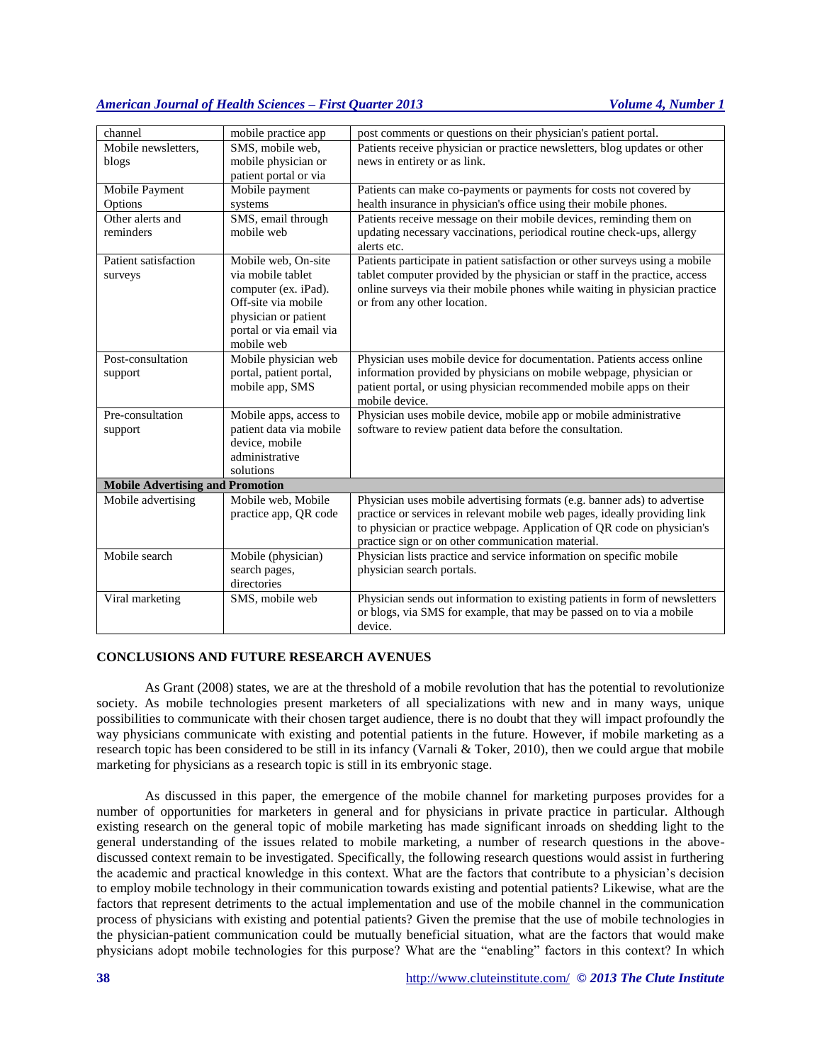| channel | mobile practice app | post comments or questions on their physician's patient portal. |
|---|---|---|
| Mobile newsletters, blogs | SMS, mobile web, mobile physician or patient portal or via | Patients receive physician or practice newsletters, blog updates or other news in entirety or as link. |
| Mobile Payment Options | Mobile payment systems | Patients can make co-payments or payments for costs not covered by health insurance in physician's office using their mobile phones. |
| Other alerts and reminders | SMS, email through mobile web | Patients receive message on their mobile devices, reminding them on updating necessary vaccinations, periodical routine check-ups, allergy alerts etc. |
| Patient satisfaction surveys | Mobile web, On-site via mobile tablet computer (ex. iPad). Off-site via mobile physician or patient portal or via email via mobile web | Patients participate in patient satisfaction or other surveys using a mobile tablet computer provided by the physician or staff in the practice, access online surveys via their mobile phones while waiting in physician practice or from any other location. |
| Post-consultation support | Mobile physician web portal, patient portal, mobile app, SMS | Physician uses mobile device for documentation. Patients access online information provided by physicians on mobile webpage, physician or patient portal, or using physician recommended mobile apps on their mobile device. |
| Pre-consultation support | Mobile apps, access to patient data via mobile device, mobile administrative solutions | Physician uses mobile device, mobile app or mobile administrative software to review patient data before the consultation. |
| **Mobile Advertising and Promotion** | | |
| Mobile advertising | Mobile web, Mobile practice app, QR code | Physician uses mobile advertising formats (e.g. banner ads) to advertise practice or services in relevant mobile web pages, ideally providing link to physician or practice webpage. Application of QR code on physician's practice sign or on other communication material. |
| Mobile search | Mobile (physician) search pages, directories | Physician lists practice and service information on specific mobile physician search portals. |
| Viral marketing | SMS, mobile web | Physician sends out information to existing patients in form of newsletters or blogs, via SMS for example, that may be passed on to via a mobile device. |

## CONCLUSIONS AND FUTURE RESEARCH AVENUES

As Grant (2008) states, we are at the threshold of a mobile revolution that has the potential to revolutionize society. As mobile technologies present marketers of all specializations with new and in many ways, unique possibilities to communicate with their chosen target audience, there is no doubt that they will impact profoundly the way physicians communicate with existing and potential patients in the future. However, if mobile marketing as a research topic has been considered to be still in its infancy (Varnali & Toker, 2010), then we could argue that mobile marketing for physicians as a research topic is still in its embryonic stage.

As discussed in this paper, the emergence of the mobile channel for marketing purposes provides for a number of opportunities for marketers in general and for physicians in private practice in particular. Although existing research on the general topic of mobile marketing has made significant inroads on shedding light to the general understanding of the issues related to mobile marketing, a number of research questions in the above-discussed context remain to be investigated. Specifically, the following research questions would assist in furthering the academic and practical knowledge in this context. What are the factors that contribute to a physician's decision to employ mobile technology in their communication towards existing and potential patients? Likewise, what are the factors that represent detriments to the actual implementation and use of the mobile channel in the communication process of physicians with existing and potential patients? Given the premise that the use of mobile technologies in the physician-patient communication could be mutually beneficial situation, what are the factors that would make physicians adopt mobile technologies for this purpose? What are the "enabling" factors in this context? In which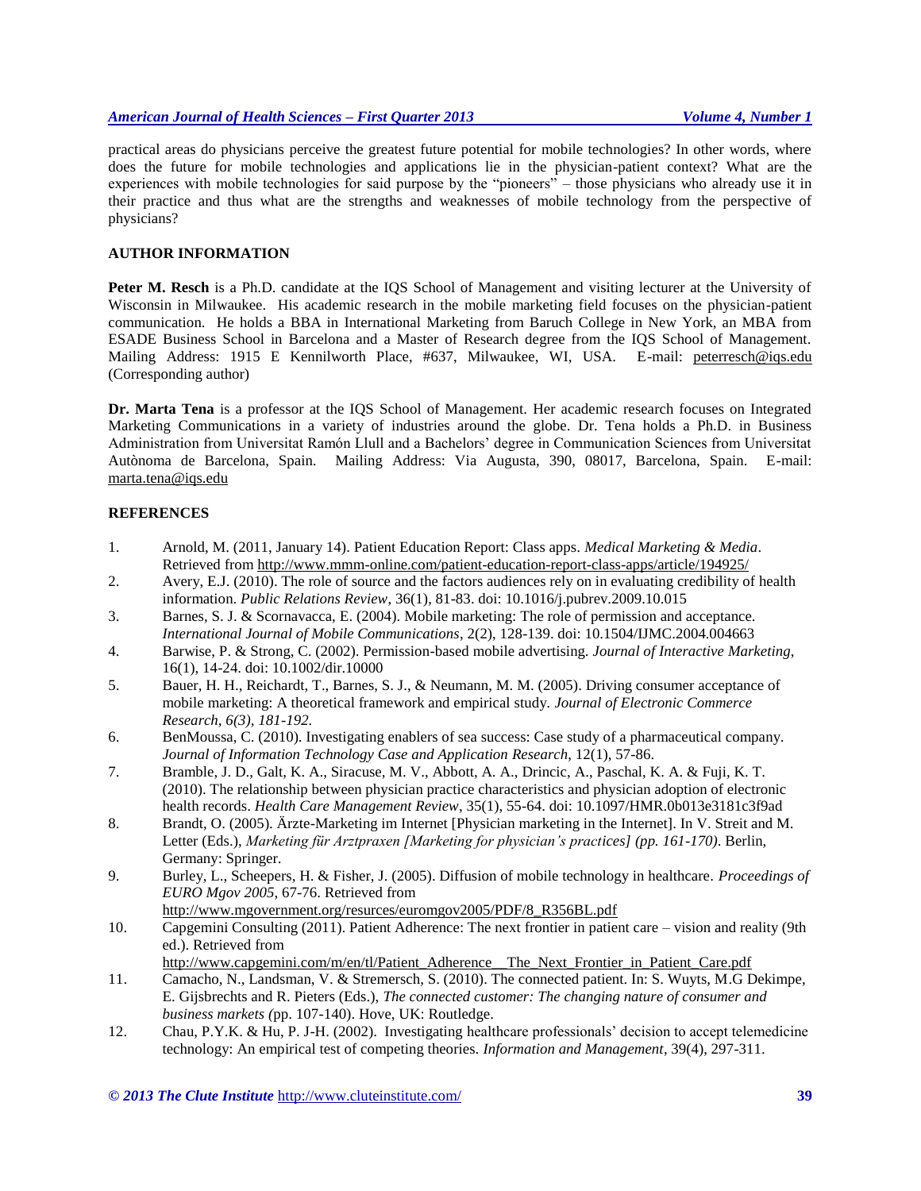practical areas do physicians perceive the greatest future potential for mobile technologies? In other words, where does the future for mobile technologies and applications lie in the physician-patient context? What are the experiences with mobile technologies for said purpose by the "pioneers" – those physicians who already use it in their practice and thus what are the strengths and weaknesses of mobile technology from the perspective of physicians?

## AUTHOR INFORMATION

**Peter M. Resch** is a Ph.D. candidate at the IQS School of Management and visiting lecturer at the University of Wisconsin in Milwaukee. His academic research in the mobile marketing field focuses on the physician-patient communication. He holds a BBA in International Marketing from Baruch College in New York, an MBA from ESADE Business School in Barcelona and a Master of Research degree from the IQS School of Management. Mailing Address: 1915 E Kennilworth Place, #637, Milwaukee, WI, USA. E-mail: peterresch@iqs.edu (Corresponding author)

**Dr. Marta Tena** is a professor at the IQS School of Management. Her academic research focuses on Integrated Marketing Communications in a variety of industries around the globe. Dr. Tena holds a Ph.D. in Business Administration from Universitat Ramón Llull and a Bachelors' degree in Communication Sciences from Universitat Autònoma de Barcelona, Spain. Mailing Address: Via Augusta, 390, 08017, Barcelona, Spain. E-mail: marta.tena@iqs.edu

## REFERENCES

1. Arnold, M. (2011, January 14). Patient Education Report: Class apps. *Medical Marketing & Media*. Retrieved from http://www.mmm-online.com/patient-education-report-class-apps/article/194925/
2. Avery, E.J. (2010). The role of source and the factors audiences rely on in evaluating credibility of health information. *Public Relations Review*, 36(1), 81-83. doi: 10.1016/j.pubrev.2009.10.015
3. Barnes, S. J. & Scornavacca, E. (2004). Mobile marketing: The role of permission and acceptance. *International Journal of Mobile Communications*, 2(2), 128-139. doi: 10.1504/IJMC.2004.004663
4. Barwise, P. & Strong, C. (2002). Permission-based mobile advertising. *Journal of Interactive Marketing*, 16(1), 14-24. doi: 10.1002/dir.10000
5. Bauer, H. H., Reichardt, T., Barnes, S. J., & Neumann, M. M. (2005). Driving consumer acceptance of mobile marketing: A theoretical framework and empirical study. *Journal of Electronic Commerce Research, 6(3), 181-192.*
6. BenMoussa, C. (2010). Investigating enablers of sea success: Case study of a pharmaceutical company. *Journal of Information Technology Case and Application Research*, 12(1), 57-86.
7. Bramble, J. D., Galt, K. A., Siracuse, M. V., Abbott, A. A., Drincic, A., Paschal, K. A. & Fuji, K. T. (2010). The relationship between physician practice characteristics and physician adoption of electronic health records. *Health Care Management Review*, 35(1), 55-64. doi: 10.1097/HMR.0b013e3181c3f9ad
8. Brandt, O. (2005). Ärzte-Marketing im Internet [Physician marketing in the Internet]. In V. Streit and M. Letter (Eds.), *Marketing für Arztpraxen [Marketing for physician's practices] (pp. 161-170)*. Berlin, Germany: Springer.
9. Burley, L., Scheepers, H. & Fisher, J. (2005). Diffusion of mobile technology in healthcare. *Proceedings of EURO Mgov 2005*, 67-76. Retrieved from http://www.mgovernment.org/resurces/euromgov2005/PDF/8_R356BL.pdf
10. Capgemini Consulting (2011). Patient Adherence: The next frontier in patient care – vision and reality (9th ed.). Retrieved from http://www.capgemini.com/m/en/tl/Patient_Adherence__The_Next_Frontier_in_Patient_Care.pdf
11. Camacho, N., Landsman, V. & Stremersch, S. (2010). The connected patient. In: S. Wuyts, M.G Dekimpe, E. Gijsbrechts and R. Pieters (Eds.), *The connected customer: The changing nature of consumer and business markets (*pp. 107-140). Hove, UK: Routledge.
12. Chau, P.Y.K. & Hu, P. J-H. (2002). Investigating healthcare professionals' decision to accept telemedicine technology: An empirical test of competing theories. *Information and Management*, 39(4), 297-311.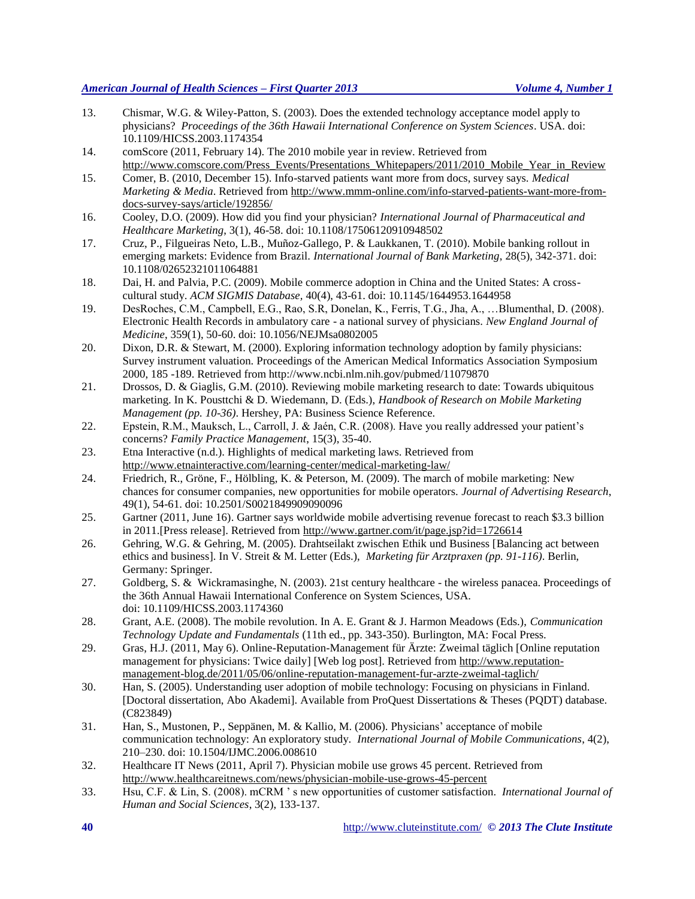13. Chismar, W.G. & Wiley-Patton, S. (2003). Does the extended technology acceptance model apply to physicians? *Proceedings of the 36th Hawaii International Conference on System Sciences*. USA. doi: 10.1109/HICSS.2003.1174354
14. comScore (2011, February 14). The 2010 mobile year in review. Retrieved from http://www.comscore.com/Press_Events/Presentations_Whitepapers/2011/2010_Mobile_Year_in_Review
15. Comer, B. (2010, December 15). Info-starved patients want more from docs, survey says. *Medical Marketing & Media*. Retrieved from http://www.mmm-online.com/info-starved-patients-want-more-from-docs-survey-says/article/192856/
16. Cooley, D.O. (2009). How did you find your physician? *International Journal of Pharmaceutical and Healthcare Marketing*, 3(1), 46-58. doi: 10.1108/17506120910948502
17. Cruz, P., Filgueiras Neto, L.B., Muñoz-Gallego, P. & Laukkanen, T. (2010). Mobile banking rollout in emerging markets: Evidence from Brazil. *International Journal of Bank Marketing*, 28(5), 342-371. doi: 10.1108/02652321011064881
18. Dai, H. and Palvia, P.C. (2009). Mobile commerce adoption in China and the United States: A cross-cultural study. *ACM SIGMIS Database*, 40(4), 43-61. doi: 10.1145/1644953.1644958
19. DesRoches, C.M., Campbell, E.G., Rao, S.R, Donelan, K., Ferris, T.G., Jha, A., …Blumenthal, D. (2008). Electronic Health Records in ambulatory care - a national survey of physicians. *New England Journal of Medicine*, 359(1), 50-60. doi: 10.1056/NEJMsa0802005
20. Dixon, D.R. & Stewart, M. (2000). Exploring information technology adoption by family physicians: Survey instrument valuation. Proceedings of the American Medical Informatics Association Symposium 2000, 185 -189. Retrieved from http://www.ncbi.nlm.nih.gov/pubmed/11079870
21. Drossos, D. & Giaglis, G.M. (2010). Reviewing mobile marketing research to date: Towards ubiquitous marketing. In K. Pousttchi & D. Wiedemann, D. (Eds.), *Handbook of Research on Mobile Marketing Management (pp. 10-36)*. Hershey, PA: Business Science Reference.
22. Epstein, R.M., Mauksch, L., Carroll, J. & Jaén, C.R. (2008). Have you really addressed your patient's concerns? *Family Practice Management*, 15(3), 35-40.
23. Etna Interactive (n.d.). Highlights of medical marketing laws. Retrieved from http://www.etnainteractive.com/learning-center/medical-marketing-law/
24. Friedrich, R., Gröne, F., Hölbling, K. & Peterson, M. (2009). The march of mobile marketing: New chances for consumer companies, new opportunities for mobile operators. *Journal of Advertising Research*, 49(1), 54-61. doi: 10.2501/S0021849909090096
25. Gartner (2011, June 16). Gartner says worldwide mobile advertising revenue forecast to reach $3.3 billion in 2011.[Press release]. Retrieved from http://www.gartner.com/it/page.jsp?id=1726614
26. Gehring, W.G. & Gehring, M. (2005). Drahtseilakt zwischen Ethik und Business [Balancing act between ethics and business]. In V. Streit & M. Letter (Eds.), *Marketing für Arztpraxen (pp. 91-116)*. Berlin, Germany: Springer.
27. Goldberg, S. & Wickramasinghe, N. (2003). 21st century healthcare - the wireless panacea. Proceedings of the 36th Annual Hawaii International Conference on System Sciences, USA. doi: 10.1109/HICSS.2003.1174360
28. Grant, A.E. (2008). The mobile revolution. In A. E. Grant & J. Harmon Meadows (Eds.), *Communication Technology Update and Fundamentals* (11th ed., pp. 343-350). Burlington, MA: Focal Press.
29. Gras, H.J. (2011, May 6). Online-Reputation-Management für Ärzte: Zweimal täglich [Online reputation management for physicians: Twice daily] [Web log post]. Retrieved from http://www.reputation-management-blog.de/2011/05/06/online-reputation-management-fur-arzte-zweimal-taglich/
30. Han, S. (2005). Understanding user adoption of mobile technology: Focusing on physicians in Finland. [Doctoral dissertation, Abo Akademi]. Available from ProQuest Dissertations & Theses (PQDT) database. (C823849)
31. Han, S., Mustonen, P., Seppänen, M. & Kallio, M. (2006). Physicians' acceptance of mobile communication technology: An exploratory study. *International Journal of Mobile Communications*, 4(2), 210–230. doi: 10.1504/IJMC.2006.008610
32. Healthcare IT News (2011, April 7). Physician mobile use grows 45 percent. Retrieved from http://www.healthcareitnews.com/news/physician-mobile-use-grows-45-percent
33. Hsu, C.F. & Lin, S. (2008). mCRM ' s new opportunities of customer satisfaction. *International Journal of Human and Social Sciences*, 3(2), 133-137.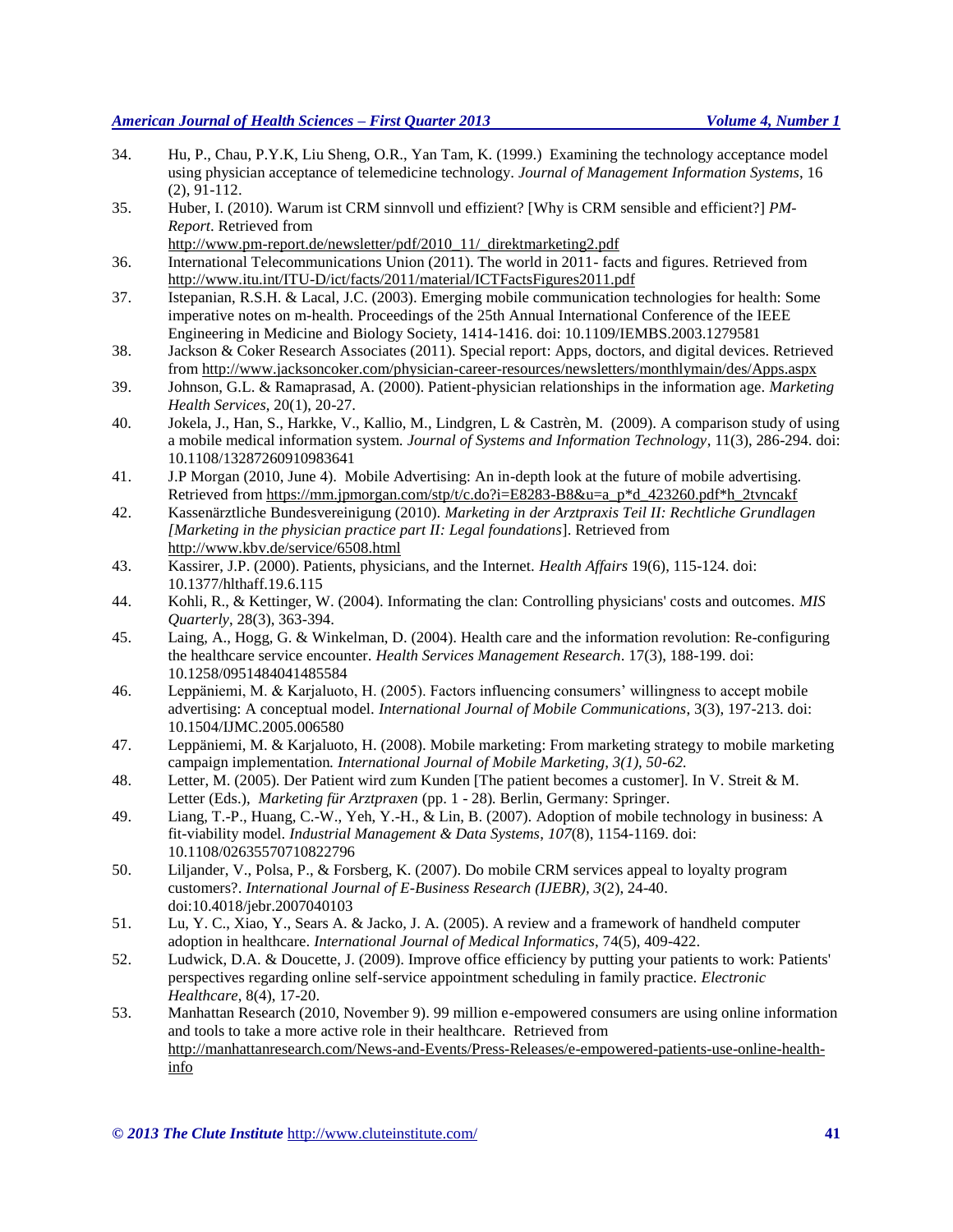34. Hu, P., Chau, P.Y.K, Liu Sheng, O.R., Yan Tam, K. (1999.) Examining the technology acceptance model using physician acceptance of telemedicine technology. *Journal of Management Information Systems*, 16 (2), 91-112.
35. Huber, I. (2010). Warum ist CRM sinnvoll und effizient? [Why is CRM sensible and efficient?] *PM-Report*. Retrieved from http://www.pm-report.de/newsletter/pdf/2010_11/_direktmarketing2.pdf
36. International Telecommunications Union (2011). The world in 2011- facts and figures. Retrieved from http://www.itu.int/ITU-D/ict/facts/2011/material/ICTFactsFigures2011.pdf
37. Istepanian, R.S.H. & Lacal, J.C. (2003). Emerging mobile communication technologies for health: Some imperative notes on m-health. Proceedings of the 25th Annual International Conference of the IEEE Engineering in Medicine and Biology Society, 1414-1416. doi: 10.1109/IEMBS.2003.1279581
38. Jackson & Coker Research Associates (2011). Special report: Apps, doctors, and digital devices. Retrieved from http://www.jacksoncoker.com/physician-career-resources/newsletters/monthlymain/des/Apps.aspx
39. Johnson, G.L. & Ramaprasad, A. (2000). Patient-physician relationships in the information age. *Marketing Health Services*, 20(1), 20-27.
40. Jokela, J., Han, S., Harkke, V., Kallio, M., Lindgren, L & Castrèn, M. (2009). A comparison study of using a mobile medical information system. *Journal of Systems and Information Technology*, 11(3), 286-294. doi: 10.1108/13287260910983641
41. J.P Morgan (2010, June 4). Mobile Advertising: An in-depth look at the future of mobile advertising. Retrieved from https://mm.jpmorgan.com/stp/t/c.do?i=E8283-B8&u=a_p*d_423260.pdf*h_2tvncakf
42. Kassenärztliche Bundesvereinigung (2010). *Marketing in der Arztpraxis Teil II: Rechtliche Grundlagen [Marketing in the physician practice part II: Legal foundations*]. Retrieved from http://www.kbv.de/service/6508.html
43. Kassirer, J.P. (2000). Patients, physicians, and the Internet. *Health Affairs* 19(6), 115-124. doi: 10.1377/hlthaff.19.6.115
44. Kohli, R., & Kettinger, W. (2004). Informating the clan: Controlling physicians' costs and outcomes. *MIS Quarterly*, 28(3), 363-394.
45. Laing, A., Hogg, G. & Winkelman, D. (2004). Health care and the information revolution: Re-configuring the healthcare service encounter. *Health Services Management Research*. 17(3), 188-199. doi: 10.1258/0951484041485584
46. Leppäniemi, M. & Karjaluoto, H. (2005). Factors influencing consumers' willingness to accept mobile advertising: A conceptual model. *International Journal of Mobile Communications*, 3(3), 197-213. doi: 10.1504/IJMC.2005.006580
47. Leppäniemi, M. & Karjaluoto, H. (2008). Mobile marketing: From marketing strategy to mobile marketing campaign implementation*. International Journal of Mobile Marketing, 3(1), 50-62.*
48. Letter, M. (2005). Der Patient wird zum Kunden [The patient becomes a customer]. In V. Streit & M. Letter (Eds.), *Marketing für Arztpraxen* (pp. 1 - 28). Berlin, Germany: Springer.
49. Liang, T.-P., Huang, C.-W., Yeh, Y.-H., & Lin, B. (2007). Adoption of mobile technology in business: A fit-viability model. *Industrial Management & Data Systems*, *107*(8), 1154-1169. doi: 10.1108/02635570710822796
50. Liljander, V., Polsa, P., & Forsberg, K. (2007). Do mobile CRM services appeal to loyalty program customers?. *International Journal of E-Business Research (IJEBR), 3*(2), 24-40. doi:10.4018/jebr.2007040103
51. Lu, Y. C., Xiao, Y., Sears A. & Jacko, J. A. (2005). A review and a framework of handheld computer adoption in healthcare. *International Journal of Medical Informatics*, 74(5), 409-422.
52. Ludwick, D.A. & Doucette, J. (2009). Improve office efficiency by putting your patients to work: Patients' perspectives regarding online self-service appointment scheduling in family practice. *Electronic Healthcare*, 8(4), 17-20.
53. Manhattan Research (2010, November 9). 99 million e-empowered consumers are using online information and tools to take a more active role in their healthcare. Retrieved from http://manhattanresearch.com/News-and-Events/Press-Releases/e-empowered-patients-use-online-health-info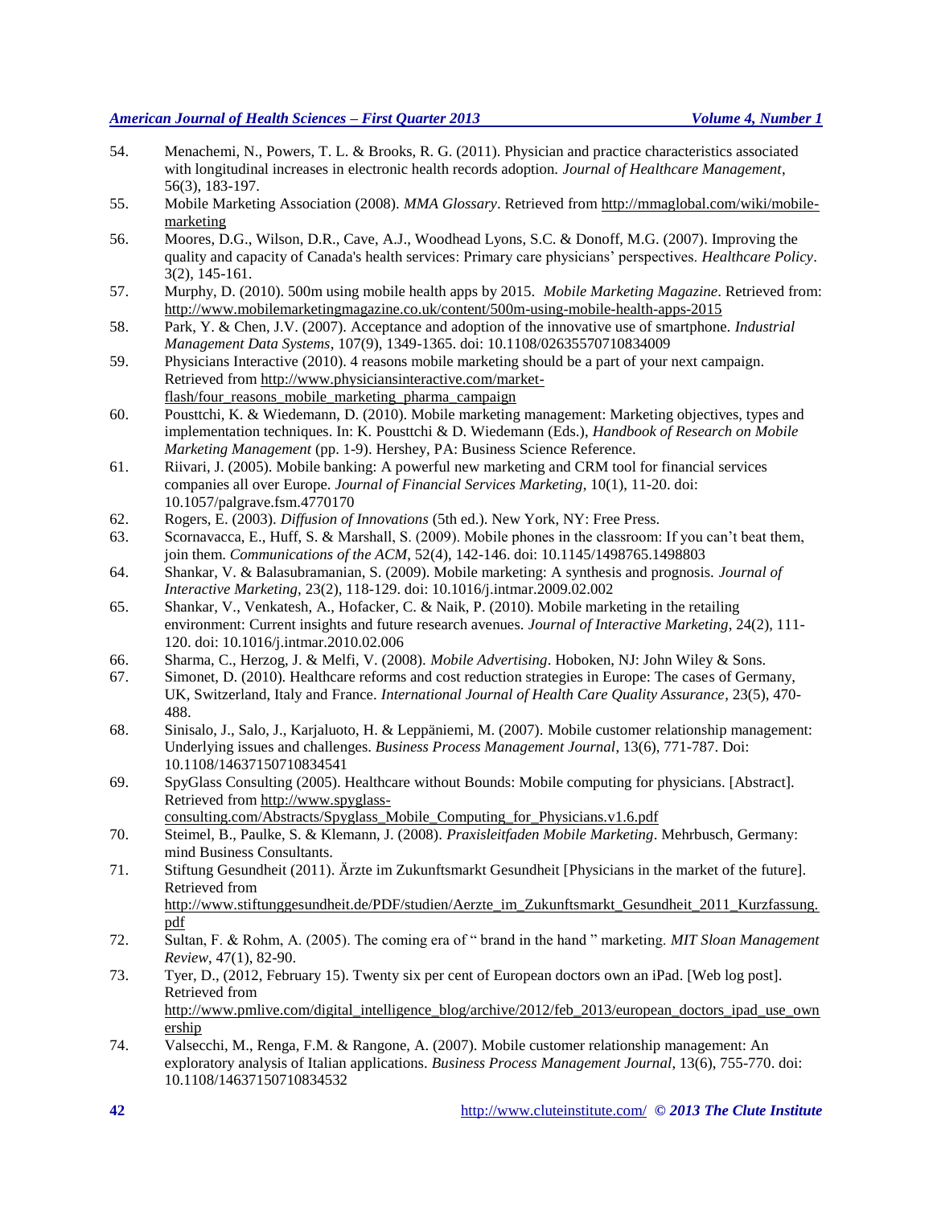54. Menachemi, N., Powers, T. L. & Brooks, R. G. (2011). Physician and practice characteristics associated with longitudinal increases in electronic health records adoption. *Journal of Healthcare Management*, 56(3), 183-197.
55. Mobile Marketing Association (2008). *MMA Glossary*. Retrieved from http://mmaglobal.com/wiki/mobile-marketing
56. Moores, D.G., Wilson, D.R., Cave, A.J., Woodhead Lyons, S.C. & Donoff, M.G. (2007). Improving the quality and capacity of Canada's health services: Primary care physicians' perspectives. *Healthcare Policy*. 3(2), 145-161.
57. Murphy, D. (2010). 500m using mobile health apps by 2015. *Mobile Marketing Magazine*. Retrieved from: http://www.mobilemarketingmagazine.co.uk/content/500m-using-mobile-health-apps-2015
58. Park, Y. & Chen, J.V. (2007). Acceptance and adoption of the innovative use of smartphone. *Industrial Management Data Systems*, 107(9), 1349-1365. doi: 10.1108/02635570710834009
59. Physicians Interactive (2010). 4 reasons mobile marketing should be a part of your next campaign. Retrieved from http://www.physiciansinteractive.com/market-flash/four_reasons_mobile_marketing_pharma_campaign
60. Pousttchi, K. & Wiedemann, D. (2010). Mobile marketing management: Marketing objectives, types and implementation techniques. In: K. Pousttchi & D. Wiedemann (Eds.), *Handbook of Research on Mobile Marketing Management* (pp. 1-9). Hershey, PA: Business Science Reference.
61. Riivari, J. (2005). Mobile banking: A powerful new marketing and CRM tool for financial services companies all over Europe. *Journal of Financial Services Marketing*, 10(1), 11-20. doi: 10.1057/palgrave.fsm.4770170
62. Rogers, E. (2003). *Diffusion of Innovations* (5th ed.). New York, NY: Free Press.
63. Scornavacca, E., Huff, S. & Marshall, S. (2009). Mobile phones in the classroom: If you can't beat them, join them. *Communications of the ACM*, 52(4), 142-146. doi: 10.1145/1498765.1498803
64. Shankar, V. & Balasubramanian, S. (2009). Mobile marketing: A synthesis and prognosis. *Journal of Interactive Marketing*, 23(2), 118-129. doi: 10.1016/j.intmar.2009.02.002
65. Shankar, V., Venkatesh, A., Hofacker, C. & Naik, P. (2010). Mobile marketing in the retailing environment: Current insights and future research avenues. *Journal of Interactive Marketing*, 24(2), 111-120. doi: 10.1016/j.intmar.2010.02.006
66. Sharma, C., Herzog, J. & Melfi, V. (2008). *Mobile Advertising*. Hoboken, NJ: John Wiley & Sons.
67. Simonet, D. (2010). Healthcare reforms and cost reduction strategies in Europe: The cases of Germany, UK, Switzerland, Italy and France. *International Journal of Health Care Quality Assurance*, 23(5), 470-488.
68. Sinisalo, J., Salo, J., Karjaluoto, H. & Leppäniemi, M. (2007). Mobile customer relationship management: Underlying issues and challenges. *Business Process Management Journal*, 13(6), 771-787. Doi: 10.1108/14637150710834541
69. SpyGlass Consulting (2005). Healthcare without Bounds: Mobile computing for physicians. [Abstract]. Retrieved from http://www.spyglass-consulting.com/Abstracts/Spyglass_Mobile_Computing_for_Physicians.v1.6.pdf
70. Steimel, B., Paulke, S. & Klemann, J. (2008). *Praxisleitfaden Mobile Marketing*. Mehrbusch, Germany: mind Business Consultants.
71. Stiftung Gesundheit (2011). Ärzte im Zukunftsmarkt Gesundheit [Physicians in the market of the future]. Retrieved from http://www.stiftunggesundheit.de/PDF/studien/Aerzte_im_Zukunftsmarkt_Gesundheit_2011_Kurzfassung.pdf
72. Sultan, F. & Rohm, A. (2005). The coming era of " brand in the hand " marketing. *MIT Sloan Management Review*, 47(1), 82-90.
73. Tyer, D., (2012, February 15). Twenty six per cent of European doctors own an iPad. [Web log post]. Retrieved from http://www.pmlive.com/digital_intelligence_blog/archive/2012/feb_2013/european_doctors_ipad_use_ownership
74. Valsecchi, M., Renga, F.M. & Rangone, A. (2007). Mobile customer relationship management: An exploratory analysis of Italian applications. *Business Process Management Journal*, 13(6), 755-770. doi: 10.1108/14637150710834532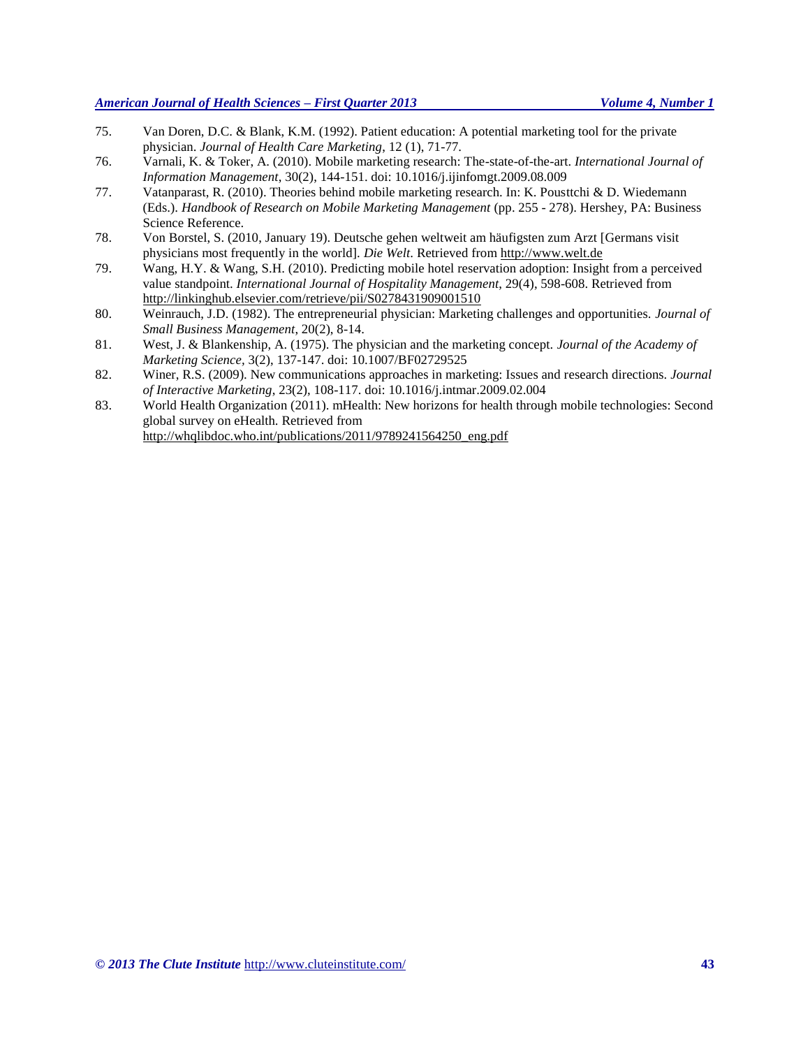75. Van Doren, D.C. & Blank, K.M. (1992). Patient education: A potential marketing tool for the private physician. *Journal of Health Care Marketing*, 12 (1), 71-77.
76. Varnali, K. & Toker, A. (2010). Mobile marketing research: The-state-of-the-art. *International Journal of Information Management*, 30(2), 144-151. doi: 10.1016/j.ijinfomgt.2009.08.009
77. Vatanparast, R. (2010). Theories behind mobile marketing research. In: K. Pousttchi & D. Wiedemann (Eds.). *Handbook of Research on Mobile Marketing Management* (pp. 255 - 278). Hershey, PA: Business Science Reference.
78. Von Borstel, S. (2010, January 19). Deutsche gehen weltweit am häufigsten zum Arzt [Germans visit physicians most frequently in the world]. *Die Welt*. Retrieved from http://www.welt.de
79. Wang, H.Y. & Wang, S.H. (2010). Predicting mobile hotel reservation adoption: Insight from a perceived value standpoint. *International Journal of Hospitality Management*, 29(4), 598-608. Retrieved from http://linkinghub.elsevier.com/retrieve/pii/S0278431909001510
80. Weinrauch, J.D. (1982). The entrepreneurial physician: Marketing challenges and opportunities. *Journal of Small Business Management*, 20(2), 8-14.
81. West, J. & Blankenship, A. (1975). The physician and the marketing concept. *Journal of the Academy of Marketing Science*, 3(2), 137-147. doi: 10.1007/BF02729525
82. Winer, R.S. (2009). New communications approaches in marketing: Issues and research directions. *Journal of Interactive Marketing*, 23(2), 108-117. doi: 10.1016/j.intmar.2009.02.004
83. World Health Organization (2011). mHealth: New horizons for health through mobile technologies: Second global survey on eHealth. Retrieved from http://whqlibdoc.who.int/publications/2011/9789241564250_eng.pdf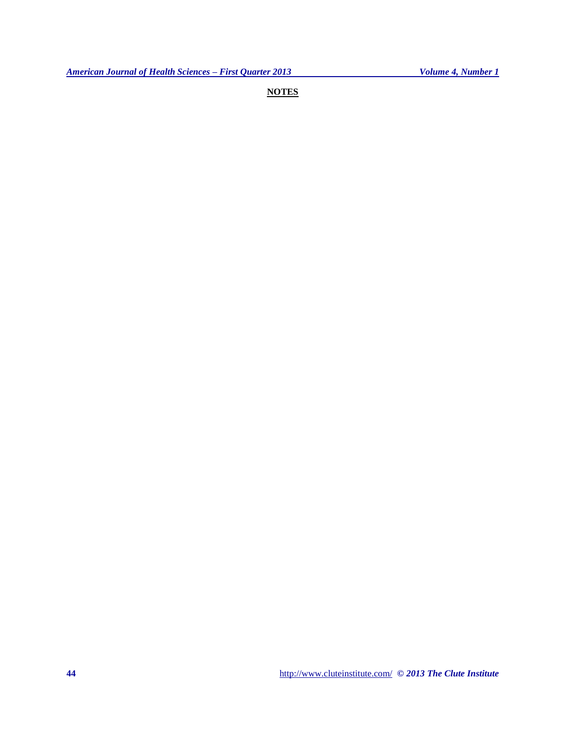**NOTES**